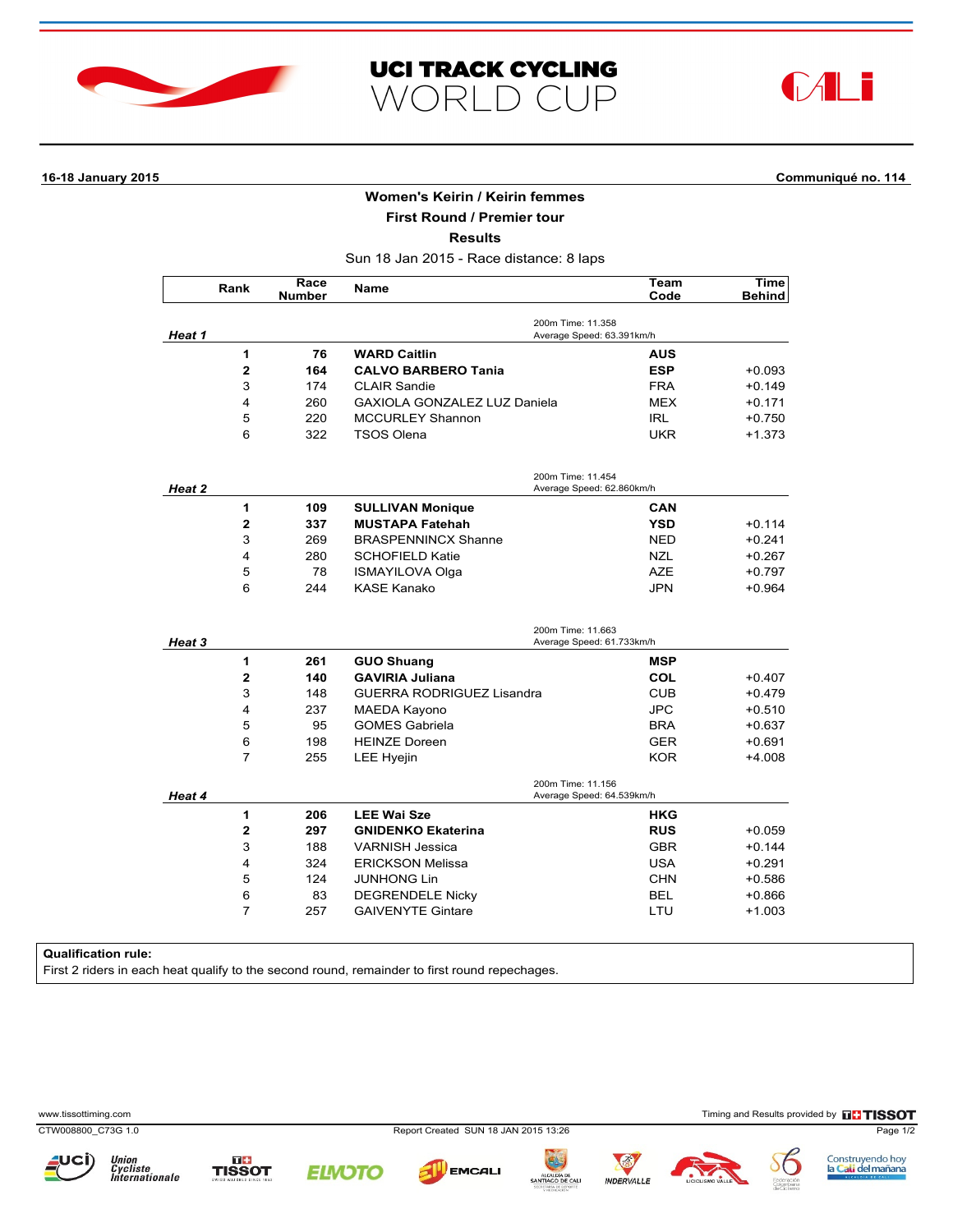# UCI TRACK CYCLING WORLD CUP

**16-18 January 2015** **Communiqué no. 114**

## Women's Keirin / Keirin femmes

### First Round / Premier tour

### Results

Sun 18 Jan 2015 - Race distance: 8 laps

| Rank | Race Number | Name | Team Code | Time Behind |
|---|---|---|---|---|
| ***Heat 1*** | | 200m Time: 11.358 Average Speed: 63.391km/h | | |
| **1** | **76** | **WARD Caitlin** | **AUS** | |
| **2** | **164** | **CALVO BARBERO Tania** | **ESP** | +0.093 |
| 3 | 174 | CLAIR Sandie | FRA | +0.149 |
| 4 | 260 | GAXIOLA GONZALEZ LUZ Daniela | MEX | +0.171 |
| 5 | 220 | MCCURLEY Shannon | IRL | +0.750 |
| 6 | 322 | TSOS Olena | UKR | +1.373 |
| ***Heat 2*** | | 200m Time: 11.454 Average Speed: 62.860km/h | | |
| **1** | **109** | **SULLIVAN Monique** | **CAN** | |
| **2** | **337** | **MUSTAPA Fatehah** | **YSD** | +0.114 |
| 3 | 269 | BRASPENNINCX Shanne | NED | +0.241 |
| 4 | 280 | SCHOFIELD Katie | NZL | +0.267 |
| 5 | 78 | ISMAYILOVA Olga | AZE | +0.797 |
| 6 | 244 | KASE Kanako | JPN | +0.964 |
| ***Heat 3*** | | 200m Time: 11.663 Average Speed: 61.733km/h | | |
| **1** | **261** | **GUO Shuang** | **MSP** | |
| **2** | **140** | **GAVIRIA Juliana** | **COL** | +0.407 |
| 3 | 148 | GUERRA RODRIGUEZ Lisandra | CUB | +0.479 |
| 4 | 237 | MAEDA Kayono | JPC | +0.510 |
| 5 | 95 | GOMES Gabriela | BRA | +0.637 |
| 6 | 198 | HEINZE Doreen | GER | +0.691 |
| 7 | 255 | LEE Hyejin | KOR | +4.008 |
| ***Heat 4*** | | 200m Time: 11.156 Average Speed: 64.539km/h | | |
| **1** | **206** | **LEE Wai Sze** | **HKG** | |
| **2** | **297** | **GNIDENKO Ekaterina** | **RUS** | +0.059 |
| 3 | 188 | VARNISH Jessica | GBR | +0.144 |
| 4 | 324 | ERICKSON Melissa | USA | +0.291 |
| 5 | 124 | JUNHONG Lin | CHN | +0.586 |
| 6 | 83 | DEGRENDELE Nicky | BEL | +0.866 |
| 7 | 257 | GAIVENYTE Gintare | LTU | +1.003 |

**Qualification rule:**
First 2 riders in each heat qualify to the second round, remainder to first round repechages.

www.tissottiming.com — Timing and Results provided by TISSOT

CTW008800_C73G 1.0 — Report Created SUN 18 JAN 2015 13:26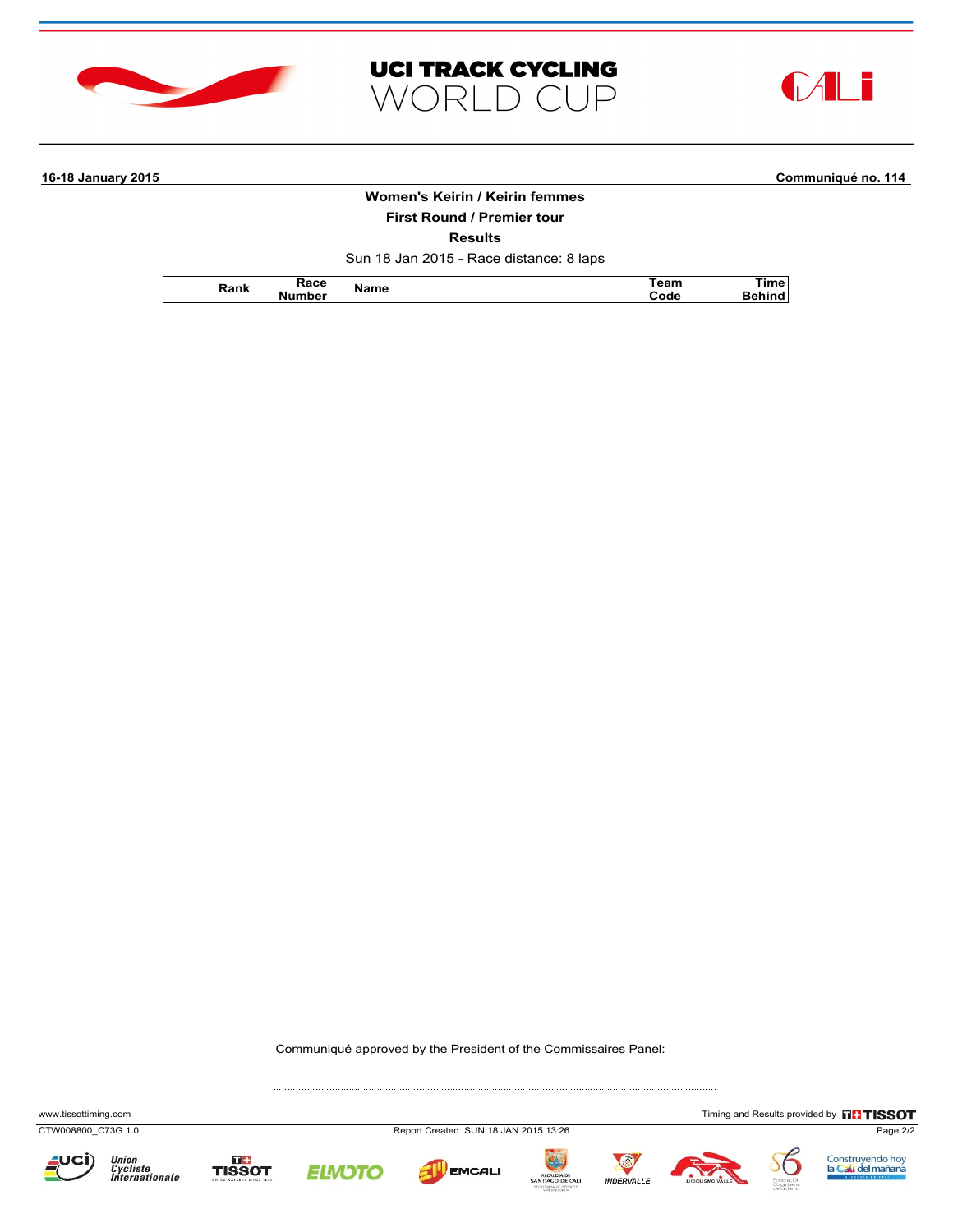16-18 January 2015 **Communiqué no. 114**

**Women's Keirin / Keirin femmes**

**First Round / Premier tour**

**Results**

Sun 18 Jan 2015 - Race distance: 8 laps

| Rank | Race Number | Name | Team Code | Time Behind |
|---|---|---|---|---|

Communiqué approved by the President of the Commissaires Panel:

........................................................................................................................................

www.tissottiming.com

Timing and Results provided by TISSOT

CTW008800_C73G 1.0

Report Created SUN 18 JAN 2015 13:26